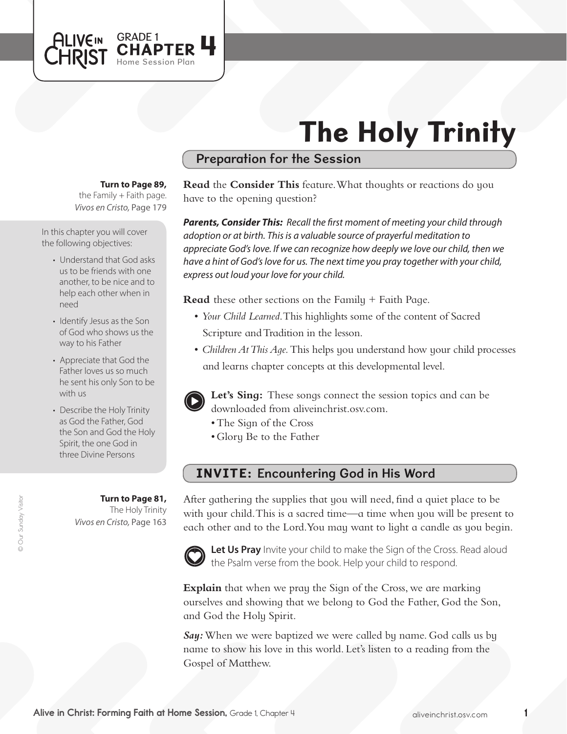ALIVE IN CHRIST GRADE 1 **CHAPTER 4** Home Session Plan

# The Holy Trinity

## Preparation for the Session

**Turn to Page 89,** the Family + Faith page. *Vivos en Cristo,* Page 179

In this chapter you will cover the following objectives:

- Understand that God asks us to be friends with one another, to be nice and to help each other when in need
- Identify Jesus as the Son of God who shows us the way to his Father
- Appreciate that God the Father loves us so much he sent his only Son to be with us
- Describe the Holy Trinity as God the Father, God the Son and God the Holy Spirit, the one God in three Divine Persons

**Read** the **Consider This** feature. What thoughts or reactions do you have to the opening question?

***Parents, Consider This:*** *Recall the first moment of meeting your child through adoption or at birth. This is a valuable source of prayerful meditation to appreciate God's love. If we can recognize how deeply we love our child, then we have a hint of God's love for us. The next time you pray together with your child, express out loud your love for your child.*

**Read** these other sections on the Family + Faith Page.

- *Your Child Learned.* This highlights some of the content of Sacred Scripture and Tradition in the lesson.
- *Children At This Age.* This helps you understand how your child processes and learns chapter concepts at this developmental level.

**Let's Sing:** These songs connect the session topics and can be downloaded from aliveinchrist.osv.com.

- The Sign of the Cross
- Glory Be to the Father

## INVITE: Encountering God in His Word

**Turn to Page 81,** The Holy Trinity *Vivos en Cristo,* Page 163

After gathering the supplies that you will need, find a quiet place to be with your child. This is a sacred time—a time when you will be present to each other and to the Lord. You may want to light a candle as you begin.

**Let Us Pray** Invite your child to make the Sign of the Cross. Read aloud the Psalm verse from the book. Help your child to respond.

**Explain** that when we pray the Sign of the Cross, we are marking ourselves and showing that we belong to God the Father, God the Son, and God the Holy Spirit.

***Say:*** When we were baptized we were called by name. God calls us by name to show his love in this world. Let's listen to a reading from the Gospel of Matthew.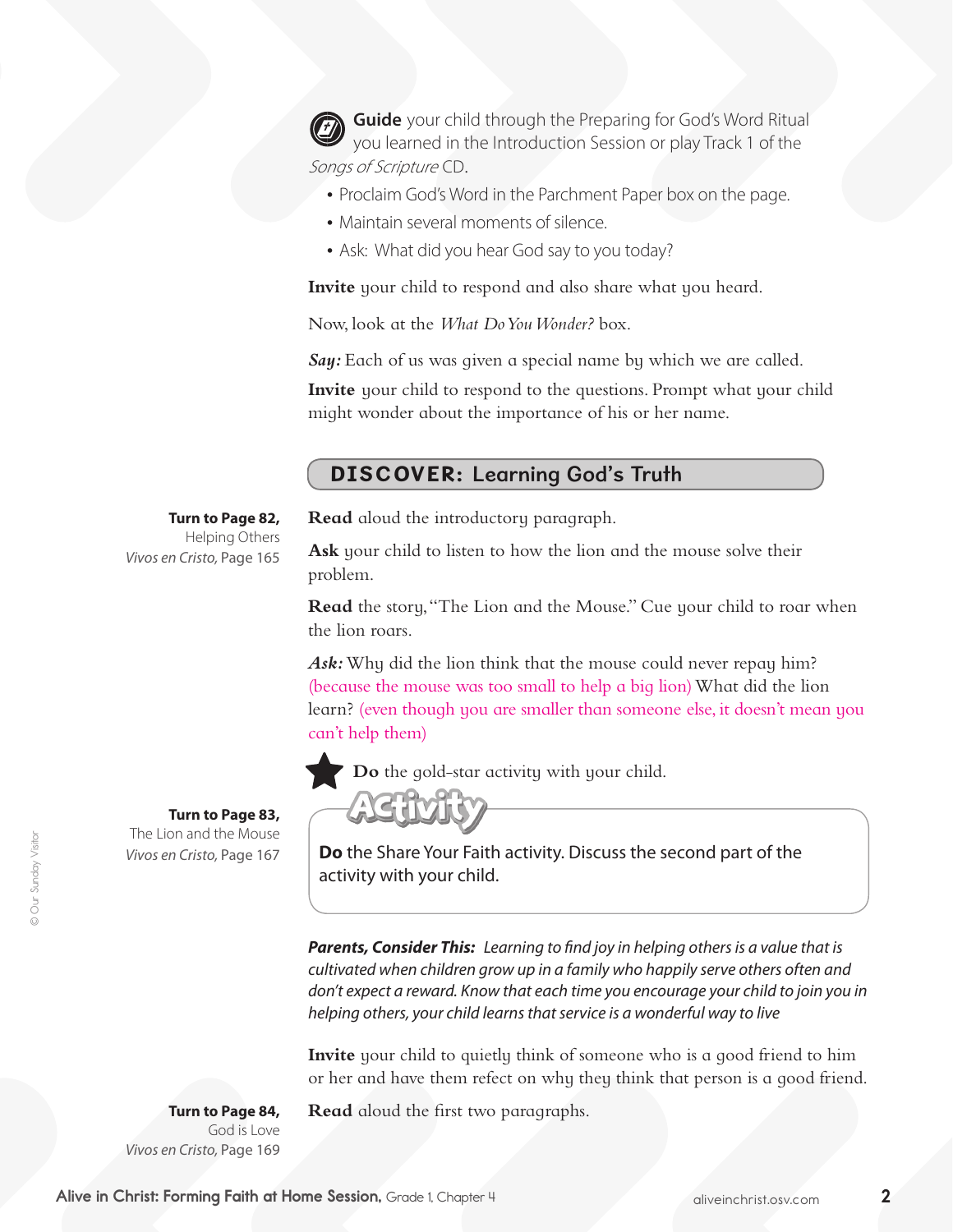**Guide** your child through the Preparing for God's Word Ritual you learned in the Introduction Session or play Track 1 of the *Songs of Scripture* CD.

- Proclaim God's Word in the Parchment Paper box on the page.
- Maintain several moments of silence.
- Ask: What did you hear God say to you today?

**Invite** your child to respond and also share what you heard.

Now, look at the *What Do You Wonder?* box.

***Say:*** Each of us was given a special name by which we are called.

**Invite** your child to respond to the questions. Prompt what your child might wonder about the importance of his or her name.

## DISCOVER: Learning God's Truth

**Turn to Page 82,** Helping Others
*Vivos en Cristo,* Page 165

**Read** aloud the introductory paragraph.

**Ask** your child to listen to how the lion and the mouse solve their problem.

**Read** the story, "The Lion and the Mouse." Cue your child to roar when the lion roars.

***Ask:*** Why did the lion think that the mouse could never repay him? (because the mouse was too small to help a big lion) What did the lion learn? (even though you are smaller than someone else, it doesn't mean you can't help them)

**Do** the gold-star activity with your child.

**Turn to Page 83,** The Lion and the Mouse
*Vivos en Cristo,* Page 167

**Activity**

**Do** the Share Your Faith activity. Discuss the second part of the activity with your child.

***Parents, Consider This:*** *Learning to find joy in helping others is a value that is cultivated when children grow up in a family who happily serve others often and don't expect a reward. Know that each time you encourage your child to join you in helping others, your child learns that service is a wonderful way to live*

**Invite** your child to quietly think of someone who is a good friend to him or her and have them refect on why they think that person is a good friend.

**Turn to Page 84,** God is Love
*Vivos en Cristo,* Page 169

**Read** aloud the first two paragraphs.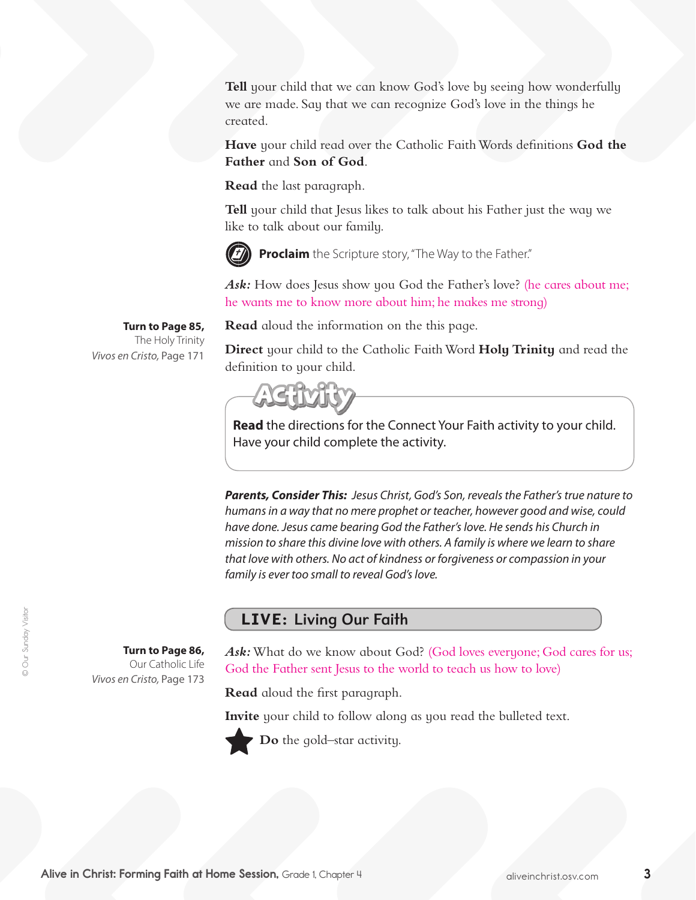**Tell** your child that we can know God's love by seeing how wonderfully we are made. Say that we can recognize God's love in the things he created.

**Have** your child read over the Catholic Faith Words definitions **God the Father** and **Son of God**.

**Read** the last paragraph.

**Tell** your child that Jesus likes to talk about his Father just the way we like to talk about our family.

**Proclaim** the Scripture story, "The Way to the Father."

***Ask:*** How does Jesus show you God the Father's love? (he cares about me; he wants me to know more about him; he makes me strong)

**Turn to Page 85,**
The Holy Trinity
*Vivos en Cristo,* Page 171

**Read** aloud the information on the this page.

**Direct** your child to the Catholic Faith Word **Holy Trinity** and read the definition to your child.

**Activity**

**Read** the directions for the Connect Your Faith activity to your child. Have your child complete the activity.

***Parents, Consider This:*** *Jesus Christ, God's Son, reveals the Father's true nature to humans in a way that no mere prophet or teacher, however good and wise, could have done. Jesus came bearing God the Father's love. He sends his Church in mission to share this divine love with others. A family is where we learn to share that love with others. No act of kindness or forgiveness or compassion in your family is ever too small to reveal God's love.*

## LIVE: Living Our Faith

**Turn to Page 86,**
Our Catholic Life
*Vivos en Cristo,* Page 173

***Ask:*** What do we know about God? (God loves everyone; God cares for us; God the Father sent Jesus to the world to teach us how to love)

**Read** aloud the first paragraph.

**Invite** your child to follow along as you read the bulleted text.

**Do** the gold–star activity.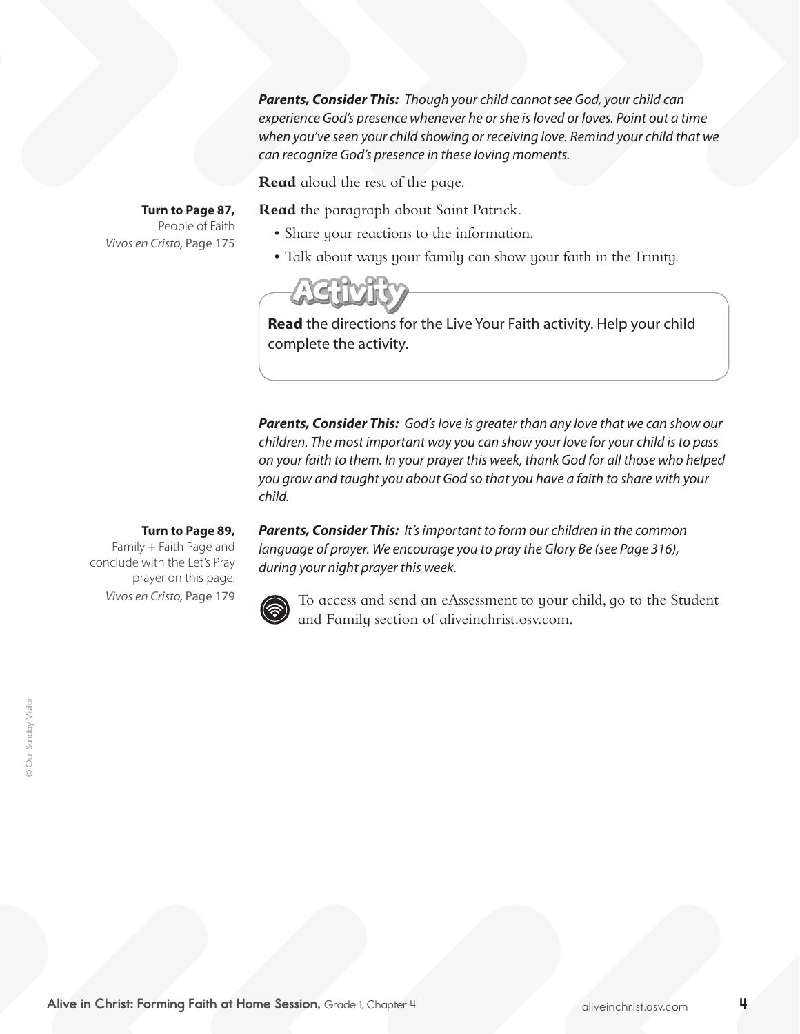***Parents, Consider This:*** *Though your child cannot see God, your child can experience God's presence whenever he or she is loved or loves. Point out a time when you've seen your child showing or receiving love. Remind your child that we can recognize God's presence in these loving moments.*

**Read** aloud the rest of the page.

**Turn to Page 87,**
People of Faith
*Vivos en Cristo,* Page 175

**Read** the paragraph about Saint Patrick.

- Share your reactions to the information.
- Talk about ways your family can show your faith in the Trinity.

**Activity**

**Read** the directions for the Live Your Faith activity. Help your child complete the activity.

***Parents, Consider This:*** *God's love is greater than any love that we can show our children. The most important way you can show your love for your child is to pass on your faith to them. In your prayer this week, thank God for all those who helped you grow and taught you about God so that you have a faith to share with your child.*

**Turn to Page 89,**
Family + Faith Page and conclude with the Let's Pray prayer on this page.
*Vivos en Cristo,* Page 179

***Parents, Consider This:*** *It's important to form our children in the common language of prayer. We encourage you to pray the Glory Be (see Page 316), during your night prayer this week.*

To access and send an eAssessment to your child, go to the Student and Family section of aliveinchrist.osv.com.